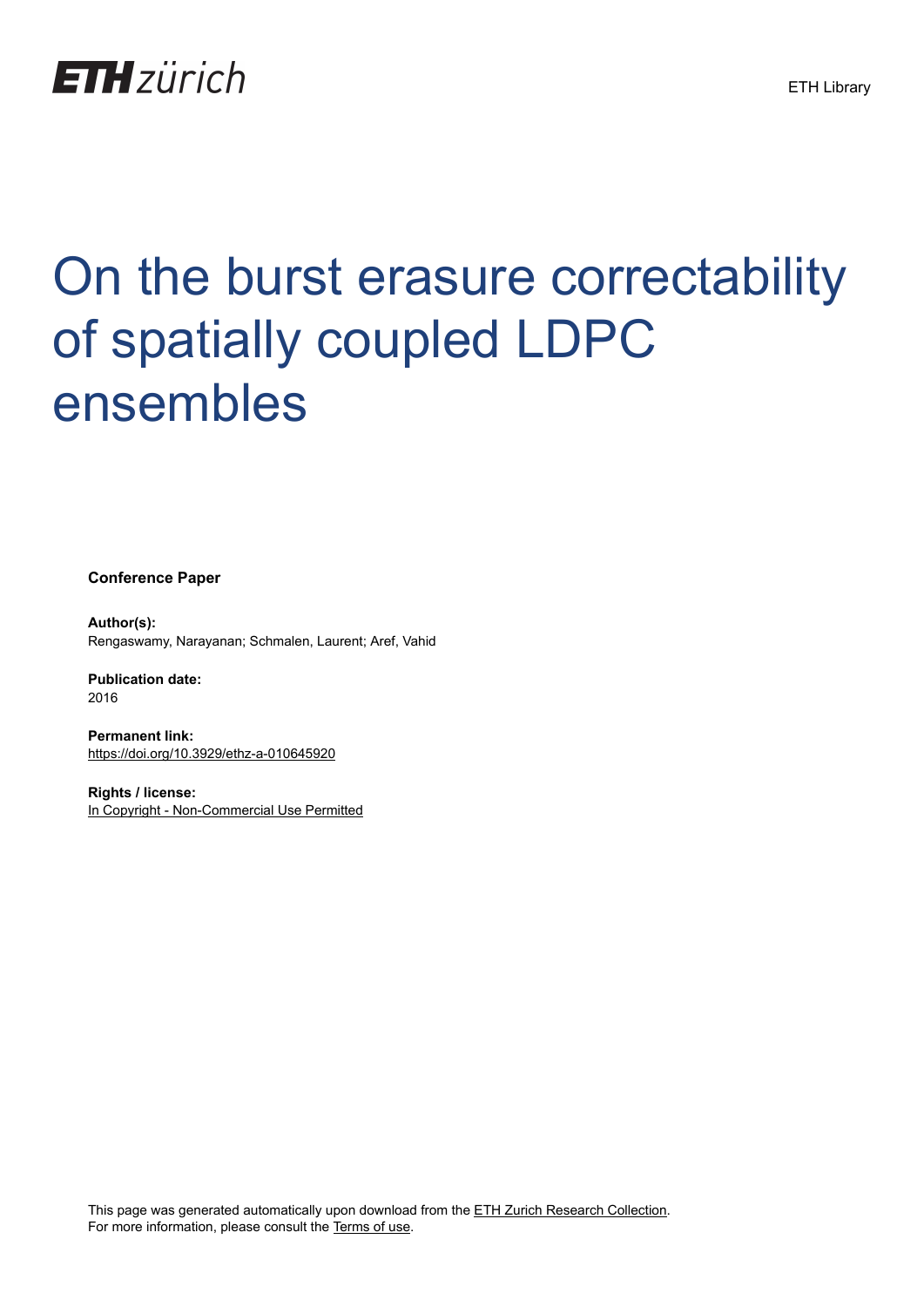ETH zürich

ETH Library

# On the burst erasure correctability of spatially coupled LDPC ensembles

**Conference Paper**

**Author(s):**
Rengaswamy, Narayanan; Schmalen, Laurent; Aref, Vahid

**Publication date:**
2016

**Permanent link:**
https://doi.org/10.3929/ethz-a-010645920

**Rights / license:**
In Copyright - Non-Commercial Use Permitted

This page was generated automatically upon download from the ETH Zurich Research Collection.
For more information, please consult the Terms of use.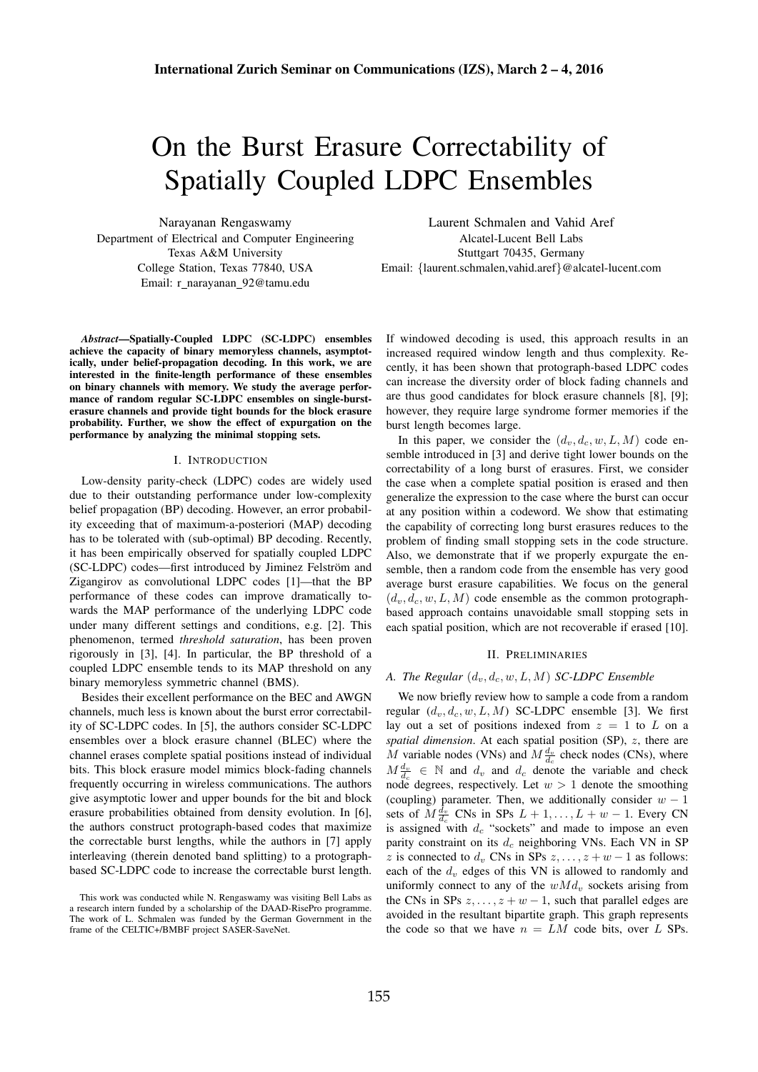# On the Burst Erasure Correctability of Spatially Coupled LDPC Ensembles

Narayanan Rengaswamy
Department of Electrical and Computer Engineering
Texas A&M University
College Station, Texas 77840, USA
Email: r_narayanan_92@tamu.edu

Laurent Schmalen and Vahid Aref
Alcatel-Lucent Bell Labs
Stuttgart 70435, Germany
Email: {laurent.schmalen,vahid.aref}@alcatel-lucent.com

***Abstract*—Spatially-Coupled LDPC (SC-LDPC) ensembles achieve the capacity of binary memoryless channels, asymptotically, under belief-propagation decoding. In this work, we are interested in the finite-length performance of these ensembles on binary channels with memory. We study the average performance of random regular SC-LDPC ensembles on single-burst-erasure channels and provide tight bounds for the block erasure probability. Further, we show the effect of expurgation on the performance by analyzing the minimal stopping sets.**

## I. Introduction

Low-density parity-check (LDPC) codes are widely used due to their outstanding performance under low-complexity belief propagation (BP) decoding. However, an error probability exceeding that of maximum-a-posteriori (MAP) decoding has to be tolerated with (sub-optimal) BP decoding. Recently, it has been empirically observed for spatially coupled LDPC (SC-LDPC) codes—first introduced by Jiminez Felström and Zigangirov as convolutional LDPC codes [1]—that the BP performance of these codes can improve dramatically towards the MAP performance of the underlying LDPC code under many different settings and conditions, e.g. [2]. This phenomenon, termed *threshold saturation*, has been proven rigorously in [3], [4]. In particular, the BP threshold of a coupled LDPC ensemble tends to its MAP threshold on any binary memoryless symmetric channel (BMS).

Besides their excellent performance on the BEC and AWGN channels, much less is known about the burst error correctability of SC-LDPC codes. In [5], the authors consider SC-LDPC ensembles over a block erasure channel (BLEC) where the channel erases complete spatial positions instead of individual bits. This block erasure model mimics block-fading channels frequently occurring in wireless communications. The authors give asymptotic lower and upper bounds for the bit and block erasure probabilities obtained from density evolution. In [6], the authors construct protograph-based codes that maximize the correctable burst lengths, while the authors in [7] apply interleaving (therein denoted band splitting) to a protograph-based SC-LDPC code to increase the correctable burst length. If windowed decoding is used, this approach results in an increased required window length and thus complexity. Recently, it has been shown that protograph-based LDPC codes can increase the diversity order of block fading channels and are thus good candidates for block erasure channels [8], [9]; however, they require large syndrome former memories if the burst length becomes large.

In this paper, we consider the $(d_v, d_c, w, L, M)$ code ensemble introduced in [3] and derive tight lower bounds on the correctability of a long burst of erasures. First, we consider the case when a complete spatial position is erased and then generalize the expression to the case where the burst can occur at any position within a codeword. We show that estimating the capability of correcting long burst erasures reduces to the problem of finding small stopping sets in the code structure. Also, we demonstrate that if we properly expurgate the ensemble, then a random code from the ensemble has very good average burst erasure capabilities. We focus on the general $(d_v, d_c, w, L, M)$ code ensemble as the common protograph-based approach contains unavoidable small stopping sets in each spatial position, which are not recoverable if erased [10].

## II. Preliminaries

### *A. The Regular $(d_v, d_c, w, L, M)$ SC-LDPC Ensemble*

We now briefly review how to sample a code from a random regular $(d_v, d_c, w, L, M)$ SC-LDPC ensemble [3]. We first lay out a set of positions indexed from $z = 1$ to $L$ on a *spatial dimension*. At each spatial position (SP), $z$, there are $M$ variable nodes (VNs) and $M\frac{d_v}{d_c}$ check nodes (CNs), where $M\frac{d_v}{d_c} \in \mathbb{N}$ and $d_v$ and $d_c$ denote the variable and check node degrees, respectively. Let $w > 1$ denote the smoothing (coupling) parameter. Then, we additionally consider $w - 1$ sets of $M\frac{d_v}{d_c}$ CNs in SPs $L+1, \ldots, L+w-1$. Every CN is assigned with $d_c$ "sockets" and made to impose an even parity constraint on its $d_c$ neighboring VNs. Each VN in SP $z$ is connected to $d_v$ CNs in SPs $z, \ldots, z+w-1$ as follows: each of the $d_v$ edges of this VN is allowed to randomly and uniformly connect to any of the $wMd_v$ sockets arising from the CNs in SPs $z, \ldots, z+w-1$, such that parallel edges are avoided in the resultant bipartite graph. This graph represents the code so that we have $n = LM$ code bits, over $L$ SPs.

This work was conducted while N. Rengaswamy was visiting Bell Labs as a research intern funded by a scholarship of the DAAD-RisePro programme. The work of L. Schmalen was funded by the German Government in the frame of the CELTIC+/BMBF project SASER-SaveNet.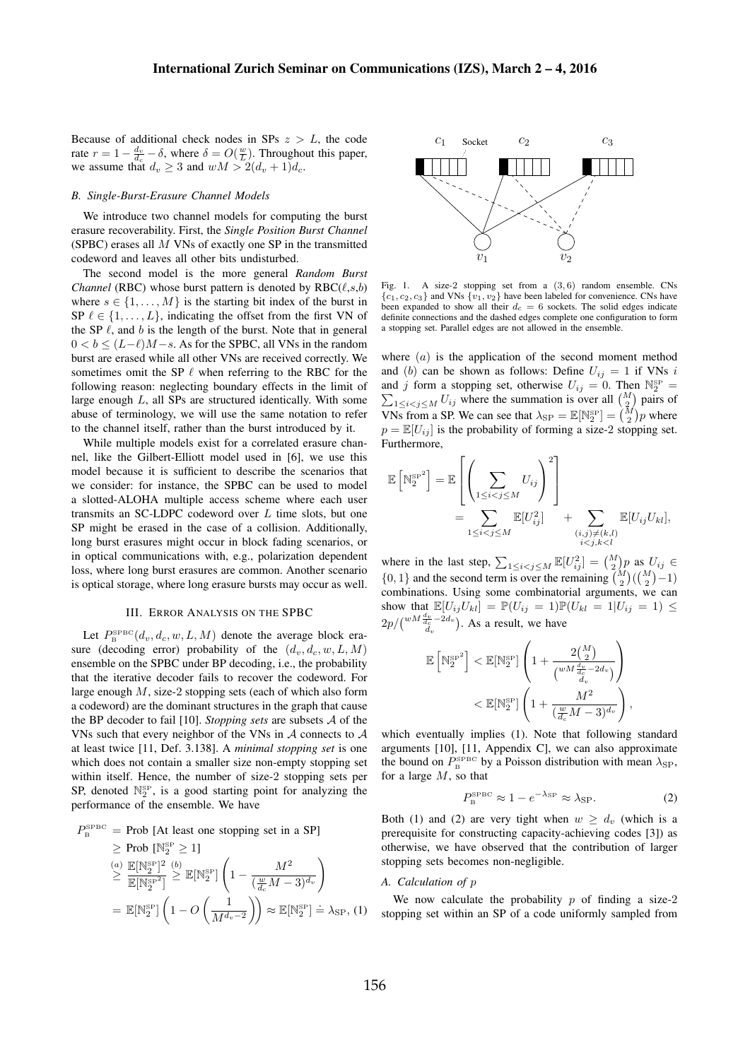Because of additional check nodes in SPs $z > L$, the code rate $r = 1 - \frac{d_v}{d_c} - \delta$, where $\delta = O(\frac{w}{L})$. Throughout this paper, we assume that $d_v \geq 3$ and $wM > 2(d_v+1)d_c$.

### B. Single-Burst-Erasure Channel Models

We introduce two channel models for computing the burst erasure recoverability. First, the *Single Position Burst Channel* (SPBC) erases all $M$ VNs of exactly one SP in the transmitted codeword and leaves all other bits undisturbed.

The second model is the more general *Random Burst Channel* (RBC) whose burst pattern is denoted by RBC($\ell$,$s$,$b$) where $s \in \{1,\ldots,M\}$ is the starting bit index of the burst in SP $\ell \in \{1,\ldots,L\}$, indicating the offset from the first VN of the SP $\ell$, and $b$ is the length of the burst. Note that in general $0 < b \leq (L-\ell)M - s$. As for the SPBC, all VNs in the random burst are erased while all other VNs are received correctly. We sometimes omit the SP $\ell$ when referring to the RBC for the following reason: neglecting boundary effects in the limit of large enough $L$, all SPs are structured identically. With some abuse of terminology, we will use the same notation to refer to the channel itself, rather than the burst introduced by it.

While multiple models exist for a correlated erasure channel, like the Gilbert-Elliott model used in [6], we use this model because it is sufficient to describe the scenarios that we consider: for instance, the SPBC can be used to model a slotted-ALOHA multiple access scheme where each user transmits an SC-LDPC codeword over $L$ time slots, but one SP might be erased in the case of a collision. Additionally, long burst erasures might occur in block fading scenarios, or in optical communications with, e.g., polarization dependent loss, where long burst erasures are common. Another scenario is optical storage, where long erasure bursts may occur as well.

## III. Error Analysis on the SPBC

Let $P_{\mathrm{B}}^{\mathrm{SPBC}}(d_v, d_c, w, L, M)$ denote the average block erasure (decoding error) probability of the $(d_v, d_c, w, L, M)$ ensemble on the SPBC under BP decoding, i.e., the probability that the iterative decoder fails to recover the codeword. For large enough $M$, size-2 stopping sets (each of which also form a codeword) are the dominant structures in the graph that cause the BP decoder to fail [10]. *Stopping sets* are subsets $\mathcal{A}$ of the VNs such that every neighbor of the VNs in $\mathcal{A}$ connects to $\mathcal{A}$ at least twice [11, Def. 3.138]. A *minimal stopping set* is one which does not contain a smaller size non-empty stopping set within itself. Hence, the number of size-2 stopping sets per SP, denoted $\mathbb{N}_2^{\mathrm{SP}}$, is a good starting point for analyzing the performance of the ensemble. We have

$$
\begin{aligned}
P_{\mathrm{B}}^{\mathrm{SPBC}} &= \text{Prob [At least one stopping set in a SP]} \\
&\geq \text{Prob } [\mathbb{N}_2^{\mathrm{SP}} \geq 1] \\
&\overset{(a)}{\geq} \frac{\mathbb{E}[\mathbb{N}_2^{\mathrm{SP}}]^2}{\mathbb{E}[{\mathbb{N}_2^{\mathrm{SP}}}^2]} \overset{(b)}{\geq} \mathbb{E}[\mathbb{N}_2^{\mathrm{SP}}]\left(1 - \frac{M^2}{(\frac{w}{d_c}M - 3)^{d_v}}\right) \\
&= \mathbb{E}[\mathbb{N}_2^{\mathrm{SP}}]\left(1 - O\left(\frac{1}{M^{d_v - 2}}\right)\right) \approx \mathbb{E}[\mathbb{N}_2^{\mathrm{SP}}] \doteq \lambda_{\mathrm{SP}}, \quad (1)
\end{aligned}
$$

Fig. 1. A size-2 stopping set from a $(3,6)$ random ensemble. CNs $\{c_1, c_2, c_3\}$ and VNs $\{v_1, v_2\}$ have been labeled for convenience. CNs have been expanded to show all their $d_c = 6$ sockets. The solid edges indicate definite connections and the dashed edges complete one configuration to form a stopping set. Parallel edges are not allowed in the ensemble.

where $(a)$ is the application of the second moment method and $(b)$ can be shown as follows: Define $U_{ij} = 1$ if VNs $i$ and $j$ form a stopping set, otherwise $U_{ij} = 0$. Then $\mathbb{N}_2^{\mathrm{SP}} = \sum_{1 \leq i < j \leq M} U_{ij}$ where the summation is over all $\binom{M}{2}$ pairs of VNs from a SP. We can see that $\lambda_{\mathrm{SP}} = \mathbb{E}[\mathbb{N}_2^{\mathrm{SP}}] = \binom{M}{2}p$ where $p = \mathbb{E}[U_{ij}]$ is the probability of forming a size-2 stopping set. Furthermore,

$$
\begin{aligned}
\mathbb{E}\left[{\mathbb{N}_2^{\mathrm{SP}}}^2\right] &= \mathbb{E}\left[\left(\sum_{1 \leq i < j \leq M} U_{ij}\right)^2\right] \\
&= \sum_{1 \leq i < j \leq M} \mathbb{E}[U_{ij}^2] \quad + \sum_{\substack{(i,j) \neq (k,l) \\ i<j, k<l}} \mathbb{E}[U_{ij}U_{kl}],
\end{aligned}
$$

where in the last step, $\sum_{1 \leq i < j \leq M} \mathbb{E}[U_{ij}^2] = \binom{M}{2}p$ as $U_{ij} \in \{0,1\}$ and the second term is over the remaining $\binom{M}{2}(\binom{M}{2}-1)$ combinations. Using some combinatorial arguments, we can show that $\mathbb{E}[U_{ij}U_{kl}] = \mathbb{P}(U_{ij} = 1)\mathbb{P}(U_{kl} = 1 | U_{ij} = 1) \leq 2p / \binom{wM\frac{d_v}{d_c} - 2d_v}{d_v}$. As a result, we have

$$
\begin{aligned}
\mathbb{E}\left[{\mathbb{N}_2^{\mathrm{SP}}}^2\right] &< \mathbb{E}[\mathbb{N}_2^{\mathrm{SP}}]\left(1 + \frac{2\binom{M}{2}}{\binom{wM\frac{d_v}{d_c} - 2d_v}{d_v}}\right) \\
&< \mathbb{E}[\mathbb{N}_2^{\mathrm{SP}}]\left(1 + \frac{M^2}{(\frac{w}{d_c}M - 3)^{d_v}}\right),
\end{aligned}
$$

which eventually implies (1). Note that following standard arguments [10], [11, Appendix C], we can also approximate the bound on $P_{\mathrm{B}}^{\mathrm{SPBC}}$ by a Poisson distribution with mean $\lambda_{\mathrm{SP}}$, for a large $M$, so that

$$
P_{\mathrm{B}}^{\mathrm{SPBC}} \approx 1 - e^{-\lambda_{\mathrm{SP}}} \approx \lambda_{\mathrm{SP}}. \quad (2)
$$

Both (1) and (2) are very tight when $w \geq d_v$ (which is a prerequisite for constructing capacity-achieving codes [3]) as otherwise, we have observed that the contribution of larger stopping sets becomes non-negligible.

### A. Calculation of $p$

We now calculate the probability $p$ of finding a size-2 stopping set within an SP of a code uniformly sampled from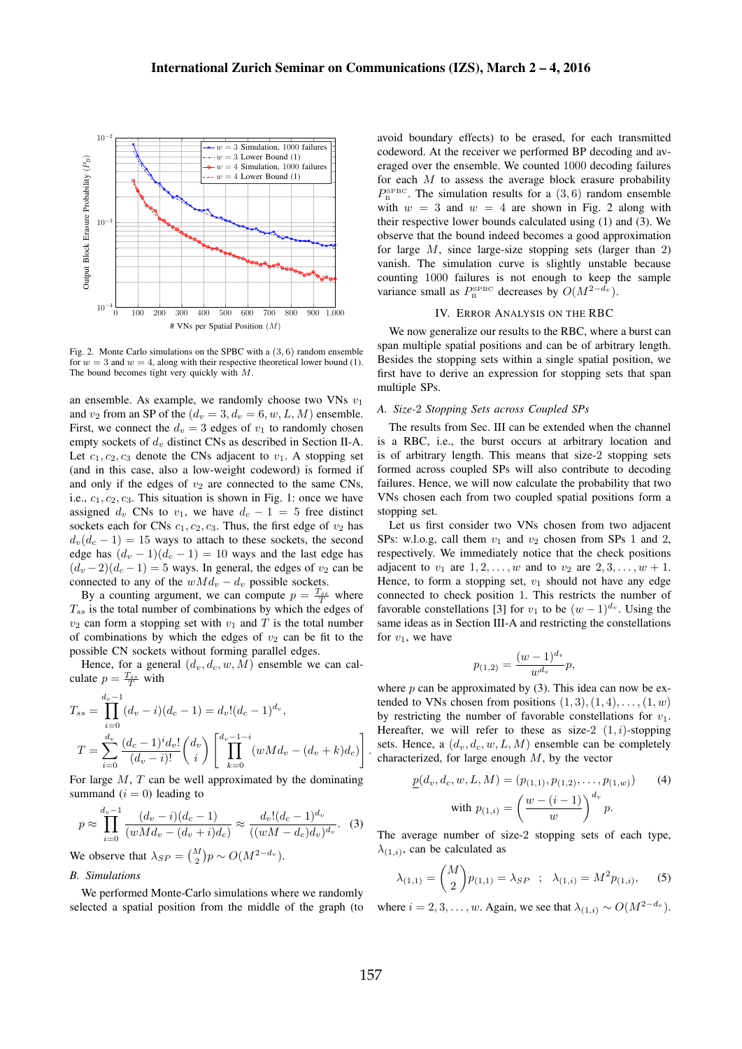Fig. 2. Monte Carlo simulations on the SPBC with a $(3,6)$ random ensemble for $w=3$ and $w=4$, along with their respective theoretical lower bound (1). The bound becomes tight very quickly with $M$.

an ensemble. As example, we randomly choose two VNs $v_1$ and $v_2$ from an SP of the $(d_v=3, d_v=6, w, L, M)$ ensemble. First, we connect the $d_v=3$ edges of $v_1$ to randomly chosen empty sockets of $d_v$ distinct CNs as described in Section II-A. Let $c_1, c_2, c_3$ denote the CNs adjacent to $v_1$. A stopping set (and in this case, also a low-weight codeword) is formed if and only if the edges of $v_2$ are connected to the same CNs, i.e., $c_1, c_2, c_3$. This situation is shown in Fig. 1: once we have assigned $d_v$ CNs to $v_1$, we have $d_c-1=5$ free distinct sockets each for CNs $c_1, c_2, c_3$. Thus, the first edge of $v_2$ has $d_v(d_c-1)=15$ ways to attach to these sockets, the second edge has $(d_v-1)(d_c-1)=10$ ways and the last edge has $(d_v-2)(d_c-1)=5$ ways. In general, the edges of $v_2$ can be connected to any of the $wMd_v-d_v$ possible sockets.

By a counting argument, we can compute $p=\frac{T_{ss}}{T}$ where $T_{ss}$ is the total number of combinations by which the edges of $v_2$ can form a stopping set with $v_1$ and $T$ is the total number of combinations by which the edges of $v_2$ can be fit to the possible CN sockets without forming parallel edges.

Hence, for a general $(d_v, d_c, w, M)$ ensemble we can calculate $p=\frac{T_{ss}}{T}$ with

$$T_{ss} = \prod_{i=0}^{d_v-1}(d_v-i)(d_c-1) = d_v!(d_c-1)^{d_v},$$

$$T = \sum_{i=0}^{d_v}\frac{(d_c-1)^i d_v!}{(d_v-i)!}\binom{d_v}{i}\left[\prod_{k=0}^{d_v-1-i}(wMd_v-(d_v+k)d_c)\right].$$

For large $M$, $T$ can be well approximated by the dominating summand ($i=0$) leading to

$$p \approx \prod_{i=0}^{d_v-1}\frac{(d_v-i)(d_c-1)}{(wMd_v-(d_v+i)d_c)} \approx \frac{d_v!(d_c-1)^{d_v}}{((wM-d_c)d_v)^{d_v}}. \quad (3)$$

We observe that $\lambda_{SP}=\binom{M}{2}p \sim O(M^{2-d_v})$.

### B. Simulations

We performed Monte-Carlo simulations where we randomly selected a spatial position from the middle of the graph (to avoid boundary effects) to be erased, for each transmitted codeword. At the receiver we performed BP decoding and averaged over the ensemble. We counted 1000 decoding failures for each $M$ to assess the average block erasure probability $P_{\mathrm{B}}^{\mathrm{SPBC}}$. The simulation results for a $(3,6)$ random ensemble with $w=3$ and $w=4$ are shown in Fig. 2 along with their respective lower bounds calculated using (1) and (3). We observe that the bound indeed becomes a good approximation for large $M$, since large-size stopping sets (larger than 2) vanish. The simulation curve is slightly unstable because counting 1000 failures is not enough to keep the sample variance small as $P_{\mathrm{B}}^{\mathrm{SPBC}}$ decreases by $O(M^{2-d_v})$.

## IV. Error Analysis on the RBC

We now generalize our results to the RBC, where a burst can span multiple spatial positions and can be of arbitrary length. Besides the stopping sets within a single spatial position, we first have to derive an expression for stopping sets that span multiple SPs.

### A. Size-2 Stopping Sets across Coupled SPs

The results from Sec. III can be extended when the channel is a RBC, i.e., the burst occurs at arbitrary location and is of arbitrary length. This means that size-2 stopping sets formed across coupled SPs will also contribute to decoding failures. Hence, we will now calculate the probability that two VNs chosen each from two coupled spatial positions form a stopping set.

Let us first consider two VNs chosen from two adjacent SPs: w.l.o.g, call them $v_1$ and $v_2$ chosen from SPs 1 and 2, respectively. We immediately notice that the check positions adjacent to $v_1$ are $1, 2, \ldots, w$ and to $v_2$ are $2, 3, \ldots, w+1$. Hence, to form a stopping set, $v_1$ should not have any edge connected to check position 1. This restricts the number of favorable constellations [3] for $v_1$ to be $(w-1)^{d_v}$. Using the same ideas as in Section III-A and restricting the constellations for $v_1$, we have

$$p_{(1,2)} = \frac{(w-1)^{d_v}}{w^{d_v}}p,$$

where $p$ can be approximated by (3). This idea can now be extended to VNs chosen from positions $(1,3), (1,4), \ldots, (1,w)$ by restricting the number of favorable constellations for $v_1$. Hereafter, we will refer to these as size-2 $(1,i)$-stopping sets. Hence, a $(d_v, d_c, w, L, M)$ ensemble can be completely characterized, for large enough $M$, by the vector

$$\underline{p}(d_v, d_c, w, L, M) = (p_{(1,1)}, p_{(1,2)}, \ldots, p_{(1,w)}) \quad (4)$$

$$\text{with } p_{(1,i)} = \left(\frac{w-(i-1)}{w}\right)^{d_v}p.$$

The average number of size-2 stopping sets of each type, $\lambda_{(1,i)}$, can be calculated as

$$\lambda_{(1,1)} = \binom{M}{2}p_{(1,1)} = \lambda_{SP} \quad ; \quad \lambda_{(1,i)} = M^2 p_{(1,i)}, \quad (5)$$

where $i=2,3,\ldots,w$. Again, we see that $\lambda_{(1,i)} \sim O(M^{2-d_v})$.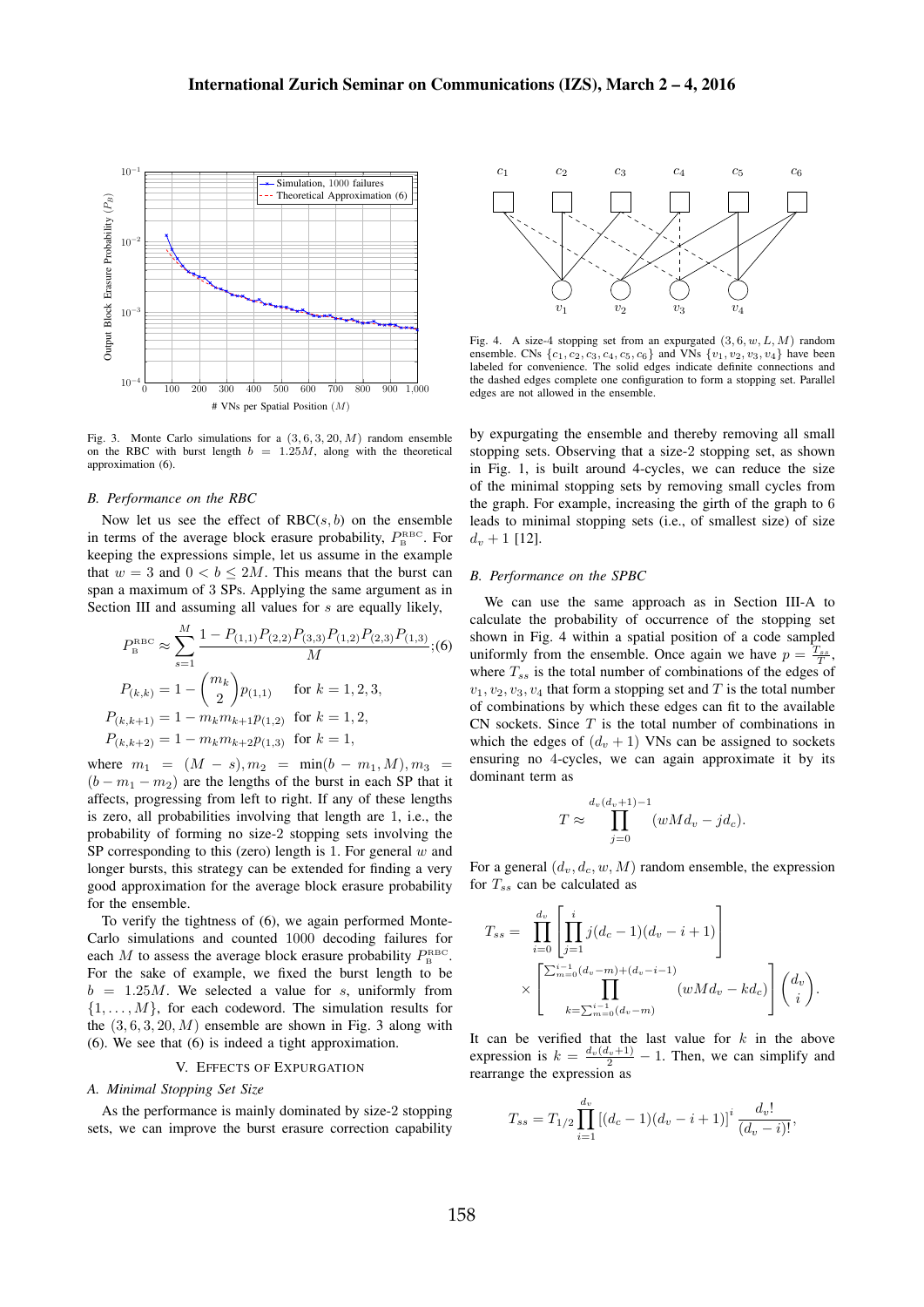Fig. 3. Monte Carlo simulations for a $(3, 6, 3, 20, M)$ random ensemble on the RBC with burst length $b = 1.25M$, along with the theoretical approximation (6).

### B. Performance on the RBC

Now let us see the effect of $\text{RBC}(s, b)$ on the ensemble in terms of the average block erasure probability, $P_{\text{B}}^{\text{RBC}}$. For keeping the expressions simple, let us assume in the example that $w = 3$ and $0 < b \leq 2M$. This means that the burst can span a maximum of 3 SPs. Applying the same argument as in Section III and assuming all values for $s$ are equally likely,

$$P_{\text{B}}^{\text{RBC}} \approx \sum_{s=1}^{M} \frac{1 - P_{(1,1)}P_{(2,2)}P_{(3,3)}P_{(1,2)}P_{(2,3)}P_{(1,3)}}{M}; \quad (6)$$

$$P_{(k,k)} = 1 - \binom{m_k}{2} p_{(1,1)} \quad \text{for } k = 1, 2, 3,$$

$$P_{(k,k+1)} = 1 - m_k m_{k+1} p_{(1,2)} \quad \text{for } k = 1, 2,$$

$$P_{(k,k+2)} = 1 - m_k m_{k+2} p_{(1,3)} \quad \text{for } k = 1,$$

where $m_1 = (M - s), m_2 = \min(b - m_1, M), m_3 = (b - m_1 - m_2)$ are the lengths of the burst in each SP that it affects, progressing from left to right. If any of these lengths is zero, all probabilities involving that length are 1, i.e., the probability of forming no size-2 stopping sets involving the SP corresponding to this (zero) length is 1. For general $w$ and longer bursts, this strategy can be extended for finding a very good approximation for the average block erasure probability for the ensemble.

To verify the tightness of (6), we again performed Monte-Carlo simulations and counted 1000 decoding failures for each $M$ to assess the average block erasure probability $P_{\text{B}}^{\text{RBC}}$. For the sake of example, we fixed the burst length to be $b = 1.25M$. We selected a value for $s$, uniformly from $\{1, \ldots, M\}$, for each codeword. The simulation results for the $(3, 6, 3, 20, M)$ ensemble are shown in Fig. 3 along with (6). We see that (6) is indeed a tight approximation.

## V. Effects of Expurgation

### A. Minimal Stopping Set Size

As the performance is mainly dominated by size-2 stopping sets, we can improve the burst erasure correction capability by expurgating the ensemble and thereby removing all small stopping sets. Observing that a size-2 stopping set, as shown in Fig. 1, is built around 4-cycles, we can reduce the size of the minimal stopping sets by removing small cycles from the graph. For example, increasing the girth of the graph to 6 leads to minimal stopping sets (i.e., of smallest size) of size $d_v + 1$ [12].

Fig. 4. A size-4 stopping set from an expurgated $(3, 6, w, L, M)$ random ensemble. CNs $\{c_1, c_2, c_3, c_4, c_5, c_6\}$ and VNs $\{v_1, v_2, v_3, v_4\}$ have been labeled for convenience. The solid edges indicate definite connections and the dashed edges complete one configuration to form a stopping set. Parallel edges are not allowed in the ensemble.

### B. Performance on the SPBC

We can use the same approach as in Section III-A to calculate the probability of occurrence of the stopping set shown in Fig. 4 within a spatial position of a code sampled uniformly from the ensemble. Once again we have $p = \frac{T_{ss}}{T}$, where $T_{ss}$ is the total number of combinations of the edges of $v_1, v_2, v_3, v_4$ that form a stopping set and $T$ is the total number of combinations by which these edges can fit to the available CN sockets. Since $T$ is the total number of combinations in which the edges of $(d_v + 1)$ VNs can be assigned to sockets ensuring no 4-cycles, we can again approximate it by its dominant term as

$$T \approx \prod_{j=0}^{d_v(d_v+1)-1} (wMd_v - jd_c).$$

For a general $(d_v, d_c, w, M)$ random ensemble, the expression for $T_{ss}$ can be calculated as

$$T_{ss} = \prod_{i=0}^{d_v} \left[ \prod_{j=1}^{i} j(d_c - 1)(d_v - i + 1) \right] \times \left[ \prod_{k=\sum_{m=0}^{i-1}(d_v - m)}^{\sum_{m=0}^{i-1}(d_v - m) + (d_v - i - 1)} (wMd_v - kd_c) \right] \binom{d_v}{i}.$$

It can be verified that the last value for $k$ in the above expression is $k = \frac{d_v(d_v+1)}{2} - 1$. Then, we can simplify and rearrange the expression as

$$T_{ss} = T_{1/2} \prod_{i=1}^{d_v} \left[ (d_c - 1)(d_v - i + 1) \right]^i \frac{d_v!}{(d_v - i)!},$$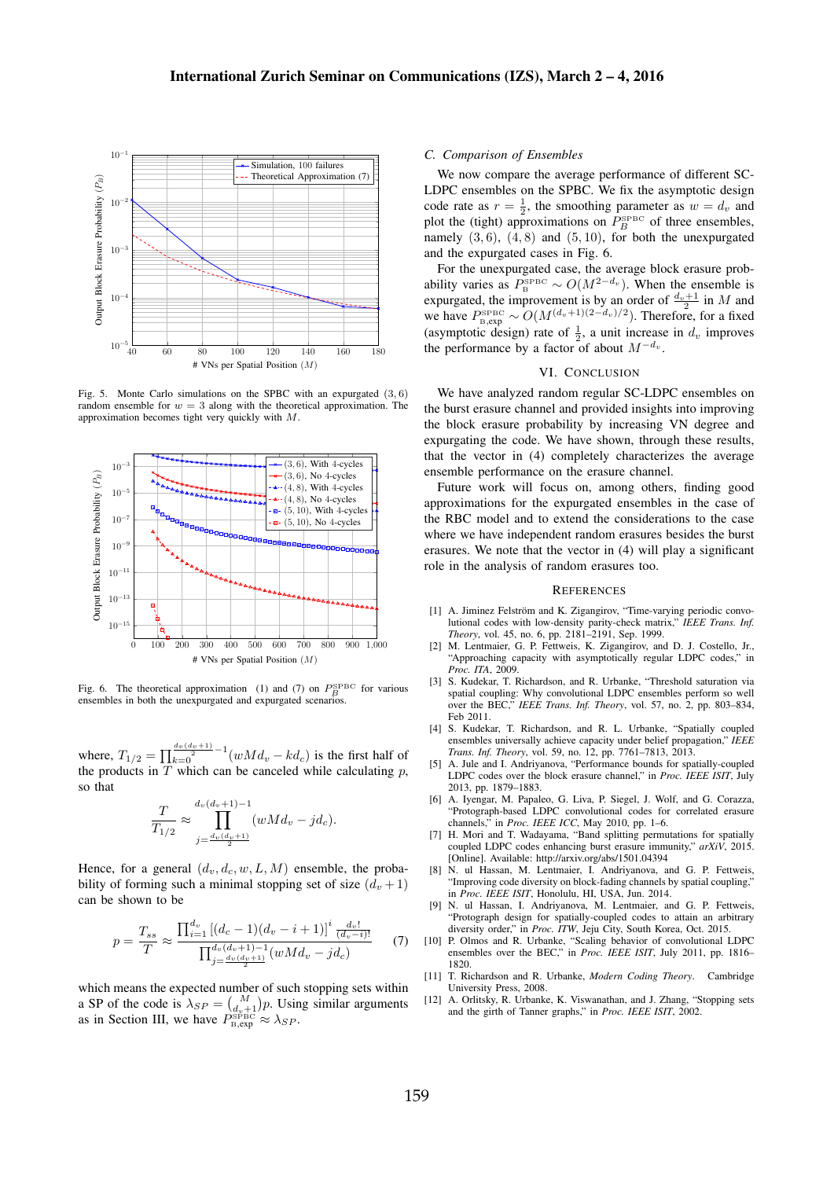10^{-1}

10^{-2}

10^{-3}

10^{-4}

10^{-5}

40 60 80 100 120 140 160 180

Output Block Erasure Probability ($P_B$)

# VNs per Spatial Position ($M$)

Simulation, 100 failures

Theoretical Approximation (7)

Fig. 5. Monte Carlo simulations on the SPBC with an expurgated $(3, 6)$ random ensemble for $w = 3$ along with the theoretical approximation. The approximation becomes tight very quickly with $M$.

10^{-3}

10^{-5}

10^{-7}

10^{-9}

10^{-11}

10^{-13}

10^{-15}

0 100 200 300 400 500 600 700 800 900 1,000

Output Block Erasure Probability ($P_B$)

# VNs per Spatial Position ($M$)

(3, 6), With 4-cycles

(3, 6), No 4-cycles

(4, 8), With 4-cycles

(4, 8), No 4-cycles

(5, 10), With 4-cycles

(5, 10), No 4-cycles

Fig. 6. The theoretical approximation (1) and (7) on $P_B^{\text{SPBC}}$ for various ensembles in both the unexpurgated and expurgated scenarios.

where, $T_{1/2} = \prod_{k=0}^{\frac{d_v(d_v+1)}{2}-1}(wMd_v - kd_c)$ is the first half of the products in $T$ which can be canceled while calculating $p$, so that

$$\frac{T}{T_{1/2}} \approx \prod_{j=\frac{d_v(d_v+1)}{2}}^{d_v(d_v+1)-1}(wMd_v - jd_c).$$

Hence, for a general $(d_v, d_c, w, L, M)$ ensemble, the probability of forming such a minimal stopping set of size $(d_v + 1)$ can be shown to be

$$p = \frac{T_{ss}}{T} \approx \frac{\prod_{i=1}^{d_v}\left[(d_c - 1)(d_v - i + 1)\right]^i \frac{d_v!}{(d_v-i)!}}{\prod_{j=\frac{d_v(d_v+1)}{2}}^{d_v(d_v+1)-1}(wMd_v - jd_c)} \tag{7}$$

which means the expected number of such stopping sets within a SP of the code is $\lambda_{SP} = \binom{M}{d_v+1}p$. Using similar arguments as in Section III, we have $P_{\text{B,exp}}^{\text{SPBC}} \approx \lambda_{SP}$.

### *C. Comparison of Ensembles*

We now compare the average performance of different SC-LDPC ensembles on the SPBC. We fix the asymptotic design code rate as $r = \frac{1}{2}$, the smoothing parameter as $w = d_v$ and plot the (tight) approximations on $P_B^{\text{SPBC}}$ of three ensembles, namely $(3, 6)$, $(4, 8)$ and $(5, 10)$, for both the unexpurgated and the expurgated cases in Fig. 6.

For the unexpurgated case, the average block erasure probability varies as $P_{\text{B}}^{\text{SPBC}} \sim O(M^{2-d_v})$. When the ensemble is expurgated, the improvement is by an order of $\frac{d_v+1}{2}$ in $M$ and we have $P_{\text{B,exp}}^{\text{SPBC}} \sim O(M^{(d_v+1)(2-d_v)/2})$. Therefore, for a fixed (asymptotic design) rate of $\frac{1}{2}$, a unit increase in $d_v$ improves the performance by a factor of about $M^{-d_v}$.

## VI. Conclusion

We have analyzed random regular SC-LDPC ensembles on the burst erasure channel and provided insights into improving the block erasure probability by increasing VN degree and expurgating the code. We have shown, through these results, that the vector in (4) completely characterizes the average ensemble performance on the erasure channel.

Future work will focus on, among others, finding good approximations for the expurgated ensembles in the case of the RBC model and to extend the considerations to the case where we have independent random erasures besides the burst erasures. We note that the vector in (4) will play a significant role in the analysis of random erasures too.

## References

[1] A. Jiminez Felström and K. Zigangirov, "Time-varying periodic convolutional codes with low-density parity-check matrix," *IEEE Trans. Inf. Theory*, vol. 45, no. 6, pp. 2181–2191, Sep. 1999.

[2] M. Lentmaier, G. P. Fettweis, K. Zigangirov, and D. J. Costello, Jr., "Approaching capacity with asymptotically regular LDPC codes," in *Proc. ITA*, 2009.

[3] S. Kudekar, T. Richardson, and R. Urbanke, "Threshold saturation via spatial coupling: Why convolutional LDPC ensembles perform so well over the BEC," *IEEE Trans. Inf. Theory*, vol. 57, no. 2, pp. 803–834, Feb 2011.

[4] S. Kudekar, T. Richardson, and R. L. Urbanke, "Spatially coupled ensembles universally achieve capacity under belief propagation," *IEEE Trans. Inf. Theory*, vol. 59, no. 12, pp. 7761–7813, 2013.

[5] A. Jule and I. Andriyanova, "Performance bounds for spatially-coupled LDPC codes over the block erasure channel," in *Proc. IEEE ISIT*, July 2013, pp. 1879–1883.

[6] A. Iyengar, M. Papaleo, G. Liva, P. Siegel, J. Wolf, and G. Corazza, "Protograph-based LDPC convolutional codes for correlated erasure channels," in *Proc. IEEE ICC*, May 2010, pp. 1–6.

[7] H. Mori and T. Wadayama, "Band splitting permutations for spatially coupled LDPC codes enhancing burst erasure immunity," *arXiv*, 2015. [Online]. Available: http://arxiv.org/abs/1501.04394

[8] N. ul Hassan, M. Lentmaier, I. Andriyanova, and G. P. Fettweis, "Improving code diversity on block-fading channels by spatial coupling," in *Proc. IEEE ISIT*, Honolulu, HI, USA, Jun. 2014.

[9] N. ul Hassan, I. Andriyanova, M. Lentmaier, and G. P. Fettweis, "Protograph design for spatially-coupled codes to attain an arbitrary diversity order," in *Proc. ITW*, Jeju City, South Korea, Oct. 2015.

[10] P. Olmos and R. Urbanke, "Scaling behavior of convolutional LDPC ensembles over the BEC," in *Proc. IEEE ISIT*, July 2011, pp. 1816–1820.

[11] T. Richardson and R. Urbanke, *Modern Coding Theory*. Cambridge University Press, 2008.

[12] A. Orlitsky, R. Urbanke, K. Viswanathan, and J. Zhang, "Stopping sets and the girth of Tanner graphs," in *Proc. IEEE ISIT*, 2002.